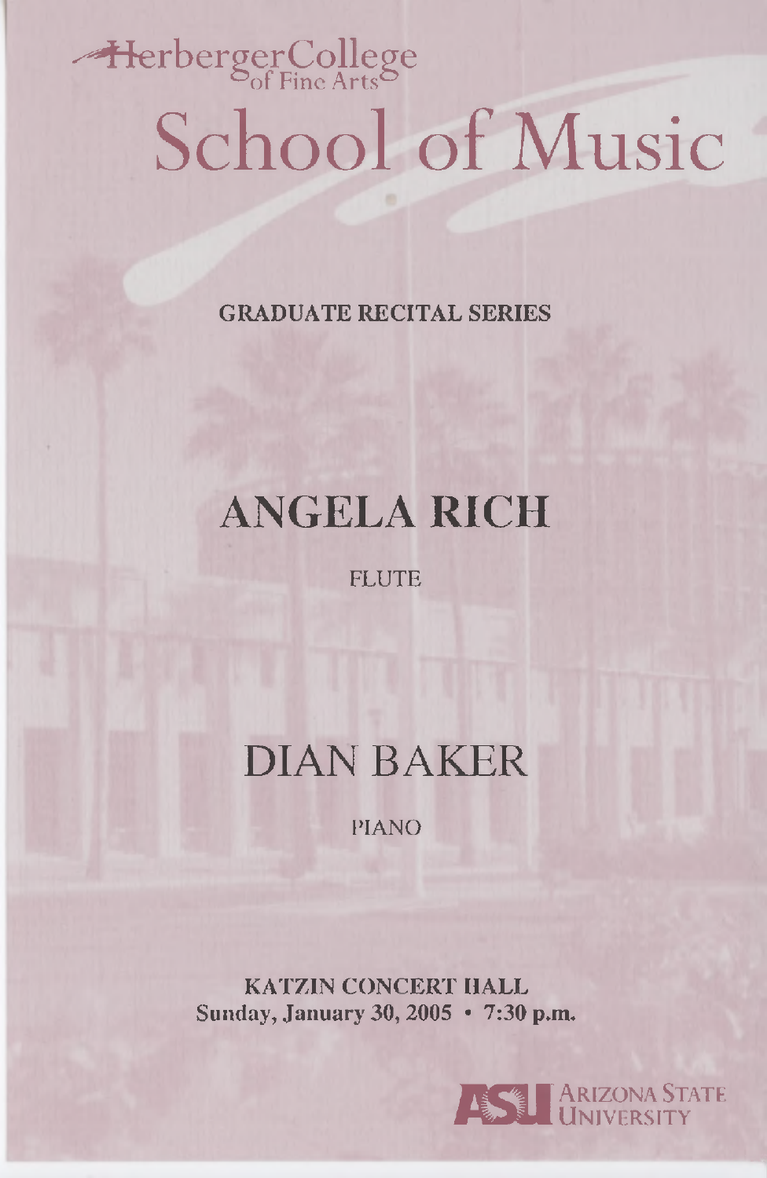HerbergerCollege of Fine Arts

# School of Music

GRADUATE RECITAL SERIES

## ANGELA RICH

FLUTE

## DIAN BAKER

PIANO

**KATZIN CONCERT HALL**
**Sunday, January 30, 2005 • 7:30 p.m.**

ASU ARIZONA STATE UNIVERSITY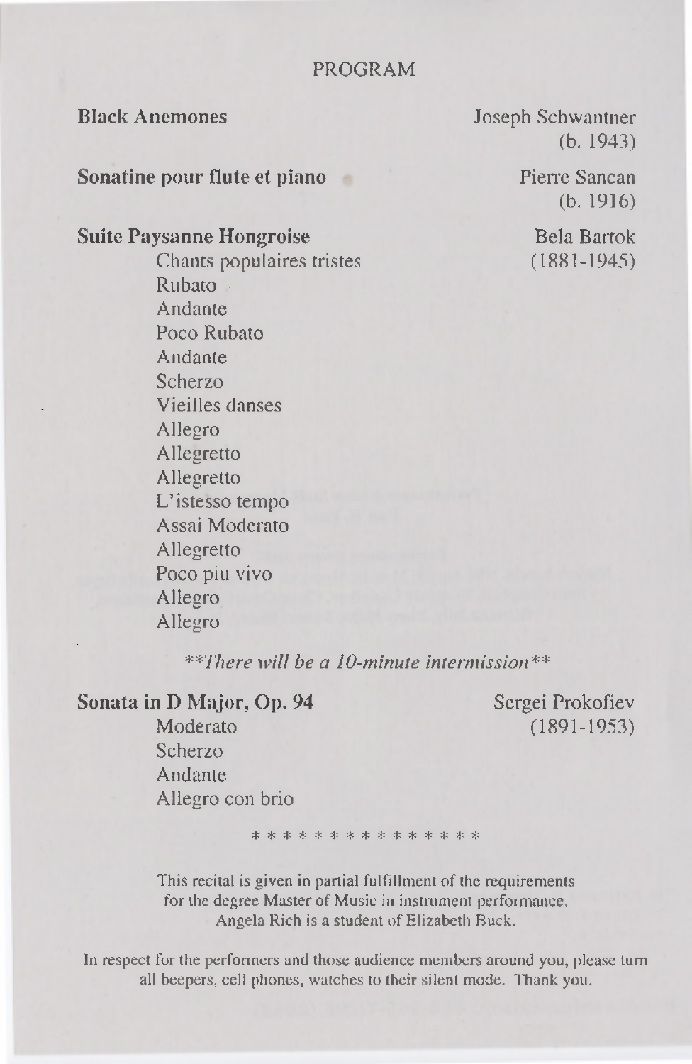# PROGRAM

**Black Anemones** — Joseph Schwantner (b. 1943)

**Sonatine pour flute et piano** — Pierre Sancan (b. 1916)

**Suite Paysanne Hongroise** — Bela Bartok (1881-1945)

Chants populaires tristes
Rubato
Andante
Poco Rubato
Andante
Scherzo
Vieilles danses
Allegro
Allegretto
Allegretto
L'istesso tempo
Assai Moderato
Allegretto
Poco piu vivo
Allegro
Allegro

*\*\*There will be a 10-minute intermission\*\**

**Sonata in D Major, Op. 94** — Sergei Prokofiev (1891-1953)

Moderato
Scherzo
Andante
Allegro con brio

\* \* \* \* \* \* \* \* \* \* \* \* \* \* \*

This recital is given in partial fulfillment of the requirements for the degree Master of Music in instrument performance. Angela Rich is a student of Elizabeth Buck.

In respect for the performers and those audience members around you, please turn all beepers, cell phones, watches to their silent mode. Thank you.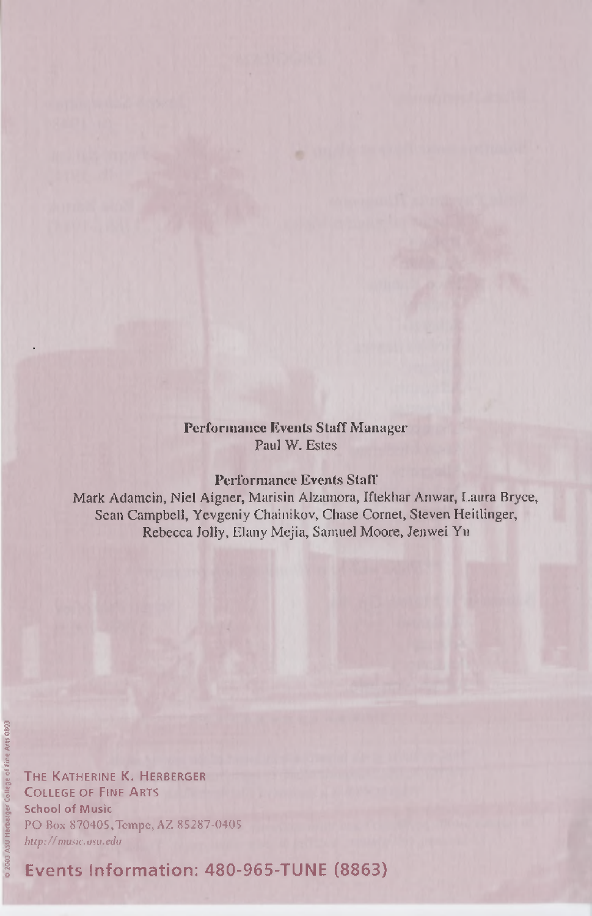**Performance Events Staff Manager**
Paul W. Estes

**Performance Events Staff**
Mark Adamcin, Niel Aigner, Marisin Alzamora, Iftekhar Anwar, Laura Bryce, Sean Campbell, Yevgeniy Chainikov, Chase Cornet, Steven Heitlinger, Rebecca Jolly, Elany Mejia, Samuel Moore, Jenwei Yu

THE KATHERINE K. HERBERGER
COLLEGE OF FINE ARTS
School of Music
PO Box 870405, Tempe, AZ 85287-0405
*http://music.asu.edu*

© 2003 ASU Herberger College of Fine Arts 0803

**Events Information: 480-965-TUNE (8863)**